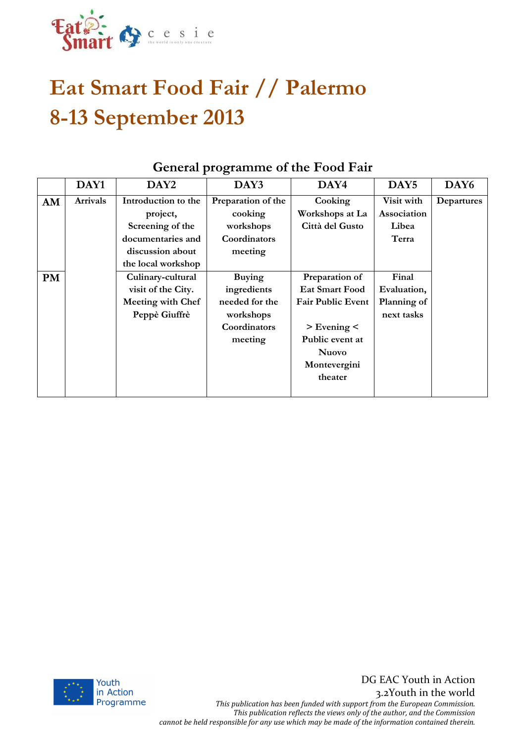# Eat Smart Food Fair // Palermo 8-13 September 2013

## General programme of the Food Fair

| | DAY1 | DAY2 | DAY3 | DAY4 | DAY5 | DAY6 |
|---|---|---|---|---|---|---|
| **AM** | Arrivals | Introduction to the project, Screening of the documentaries and discussion about the local workshop | Preparation of the cooking workshops Coordinators meeting | Cooking Workshops at La Città del Gusto | Visit with Association Libea Terra | Departures |
| **PM** | | Culinary-cultural visit of the City. Meeting with Chef Peppè Giuffrè | Buying ingredients needed for the workshops Coordinators meeting | Preparation of Eat Smart Food Fair Public Event<br><br>> Evening < Public event at Nuovo Montevergini theater | Final Evaluation, Planning of next tasks | |

DG EAC Youth in Action
3.2Youth in the world

*This publication has been funded with support from the European Commission. This publication reflects the views only of the author, and the Commission cannot be held responsible for any use which may be made of the information contained therein.*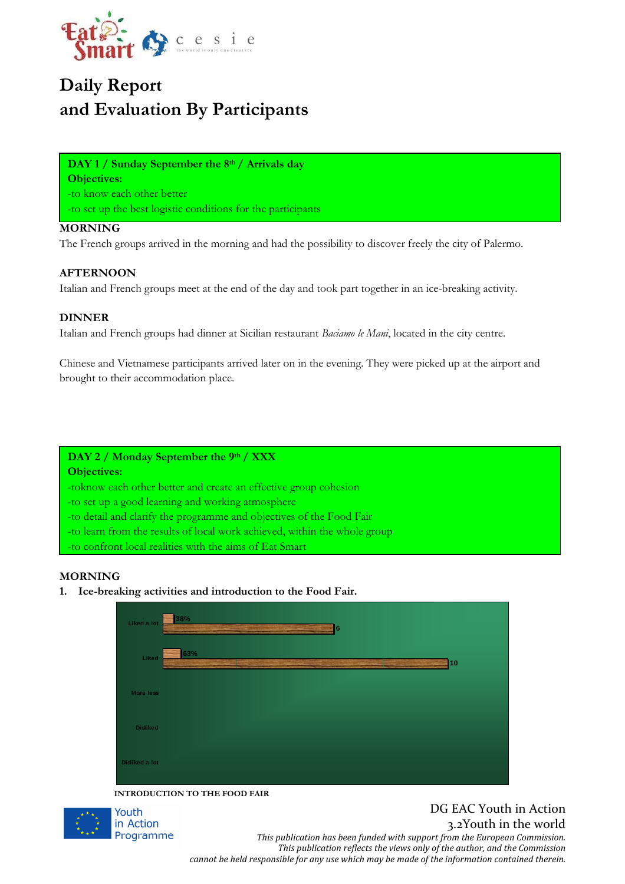# Daily Report
# and Evaluation By Participants

**DAY 1 / Sunday September the 8th / Arrivals day**

**Objectives:**

-to know each other better

-to set up the best logistic conditions for the participants

**MORNING**

The French groups arrived in the morning and had the possibility to discover freely the city of Palermo.

**AFTERNOON**

Italian and French groups meet at the end of the day and took part together in an ice-breaking activity.

**DINNER**

Italian and French groups had dinner at Sicilian restaurant *Baciamo le Mani*, located in the city centre.

Chinese and Vietnamese participants arrived later on in the evening. They were picked up at the airport and brought to their accommodation place.

**DAY 2 / Monday September the 9th / XXX**

**Objectives:**

-toknow each other better and create an effective group cohesion

-to set up a good learning and working atmosphere

-to detail and clarify the programme and objectives of the Food Fair

-to learn from the results of local work achieved, within the whole group

-to confront local realities with the aims of Eat Smart

**MORNING**

1. **Ice-breaking activities and introduction to the Food Fair.**

Liked a lot
38%
6
Liked
63%
10
More less
Disliked
Disliked a lot

INTRODUCTION TO THE FOOD FAIR

DG EAC Youth in Action
3.2Youth in the world

*This publication has been funded with support from the European Commission.*
*This publication reflects the views only of the author, and the Commission cannot be held responsible for any use which may be made of the information contained therein.*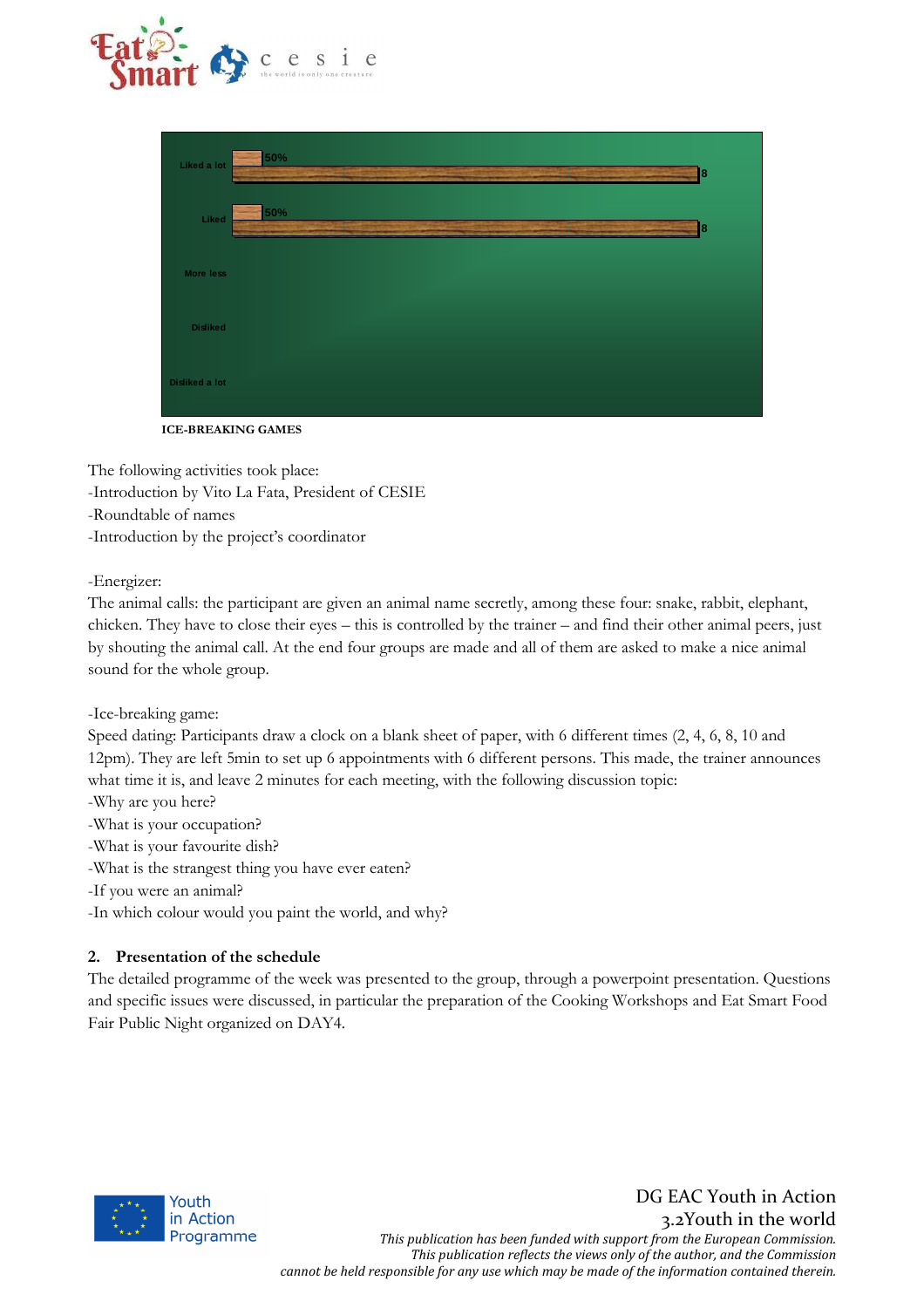Liked a lot
50%
8

Liked
50%
8

More less

Disliked

Disliked a lot

**ICE-BREAKING GAMES**

The following activities took place:
-Introduction by Vito La Fata, President of CESIE
-Roundtable of names
-Introduction by the project's coordinator

-Energizer:
The animal calls: the participant are given an animal name secretly, among these four: snake, rabbit, elephant, chicken. They have to close their eyes – this is controlled by the trainer – and find their other animal peers, just by shouting the animal call. At the end four groups are made and all of them are asked to make a nice animal sound for the whole group.

-Ice-breaking game:
Speed dating: Participants draw a clock on a blank sheet of paper, with 6 different times (2, 4, 6, 8, 10 and 12pm). They are left 5min to set up 6 appointments with 6 different persons. This made, the trainer announces what time it is, and leave 2 minutes for each meeting, with the following discussion topic:
-Why are you here?
-What is your occupation?
-What is your favourite dish?
-What is the strangest thing you have ever eaten?
-If you were an animal?
-In which colour would you paint the world, and why?

## 2. Presentation of the schedule

The detailed programme of the week was presented to the group, through a powerpoint presentation. Questions and specific issues were discussed, in particular the preparation of the Cooking Workshops and Eat Smart Food Fair Public Night organized on DAY4.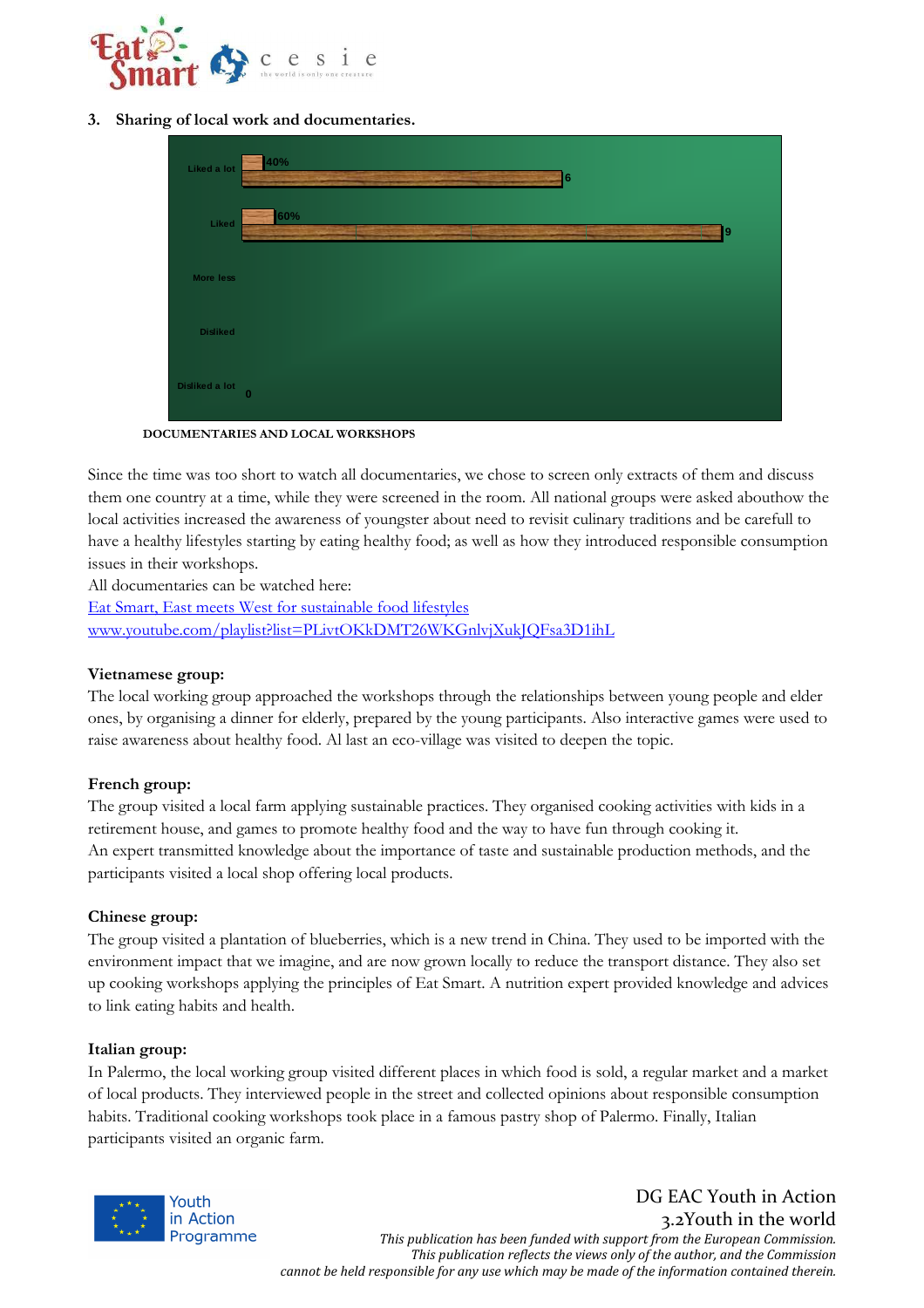3. **Sharing of local work and documentaries.**

Liked a lot
40%
6
Liked
60%
9
More less
Disliked
Disliked a lot
0

**DOCUMENTARIES AND LOCAL WORKSHOPS**

Since the time was too short to watch all documentaries, we chose to screen only extracts of them and discuss them one country at a time, while they were screened in the room. All national groups were asked abouthow the local activities increased the awareness of youngster about need to revisit culinary traditions and be carefull to have a healthy lifestyles starting by eating healthy food; as well as how they introduced responsible consumption issues in their workshops.
All documentaries can be watched here:
[Eat Smart, East meets West for sustainable food lifestyles](www.youtube.com/playlist?list=PLivtOKkDMT26WKGnlvjXukJQFsa3D1ihL)
[www.youtube.com/playlist?list=PLivtOKkDMT26WKGnlvjXukJQFsa3D1ihL](www.youtube.com/playlist?list=PLivtOKkDMT26WKGnlvjXukJQFsa3D1ihL)

**Vietnamese group:**
The local working group approached the workshops through the relationships between young people and elder ones, by organising a dinner for elderly, prepared by the young participants. Also interactive games were used to raise awareness about healthy food. Al last an eco-village was visited to deepen the topic.

**French group:**
The group visited a local farm applying sustainable practices. They organised cooking activities with kids in a retirement house, and games to promote healthy food and the way to have fun through cooking it.
An expert transmitted knowledge about the importance of taste and sustainable production methods, and the participants visited a local shop offering local products.

**Chinese group:**
The group visited a plantation of blueberries, which is a new trend in China. They used to be imported with the environment impact that we imagine, and are now grown locally to reduce the transport distance. They also set up cooking workshops applying the principles of Eat Smart. A nutrition expert provided knowledge and advices to link eating habits and health.

**Italian group:**
In Palermo, the local working group visited different places in which food is sold, a regular market and a market of local products. They interviewed people in the street and collected opinions about responsible consumption habits. Traditional cooking workshops took place in a famous pastry shop of Palermo. Finally, Italian participants visited an organic farm.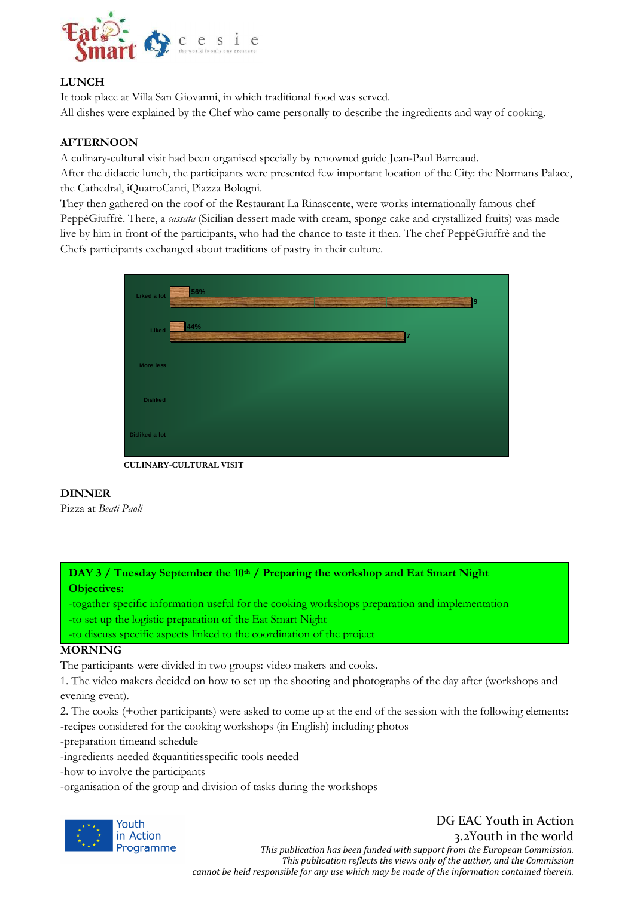## LUNCH

It took place at Villa San Giovanni, in which traditional food was served.
All dishes were explained by the Chef who came personally to describe the ingredients and way of cooking.

## AFTERNOON

A culinary-cultural visit had been organised specially by renowned guide Jean-Paul Barreaud.
After the didactic lunch, the participants were presented few important location of the City: the Normans Palace, the Cathedral, iQuatroCanti, Piazza Bologni.
They then gathered on the roof of the Restaurant La Rinascente, were works internationally famous chef PeppèGiuffrè. There, a *cassata* (Sicilian dessert made with cream, sponge cake and crystallized fruits) was made live by him in front of the participants, who had the chance to taste it then. The chef PeppèGiuffrè and the Chefs participants exchanged about traditions of pastry in their culture.

Liked a lot 56% 9
Liked 44% 7
More less
Disliked
Disliked a lot

**CULINARY-CULTURAL VISIT**

## DINNER

Pizza at *Beati Paoli*

**DAY 3 / Tuesday September the 10th / Preparing the workshop and Eat Smart Night**
**Objectives:**
-togather specific information useful for the cooking workshops preparation and implementation
-to set up the logistic preparation of the Eat Smart Night
-to discuss specific aspects linked to the coordination of the project

## MORNING

The participants were divided in two groups: video makers and cooks.
1. The video makers decided on how to set up the shooting and photographs of the day after (workshops and evening event).
2. The cooks (+other participants) were asked to come up at the end of the session with the following elements:
-recipes considered for the cooking workshops (in English) including photos
-preparation timeand schedule
-ingredients needed &quantitiesspecific tools needed
-how to involve the participants
-organisation of the group and division of tasks during the workshops

DG EAC Youth in Action
3.2Youth in the world
*This publication has been funded with support from the European Commission.*
*This publication reflects the views only of the author, and the Commission cannot be held responsible for any use which may be made of the information contained therein.*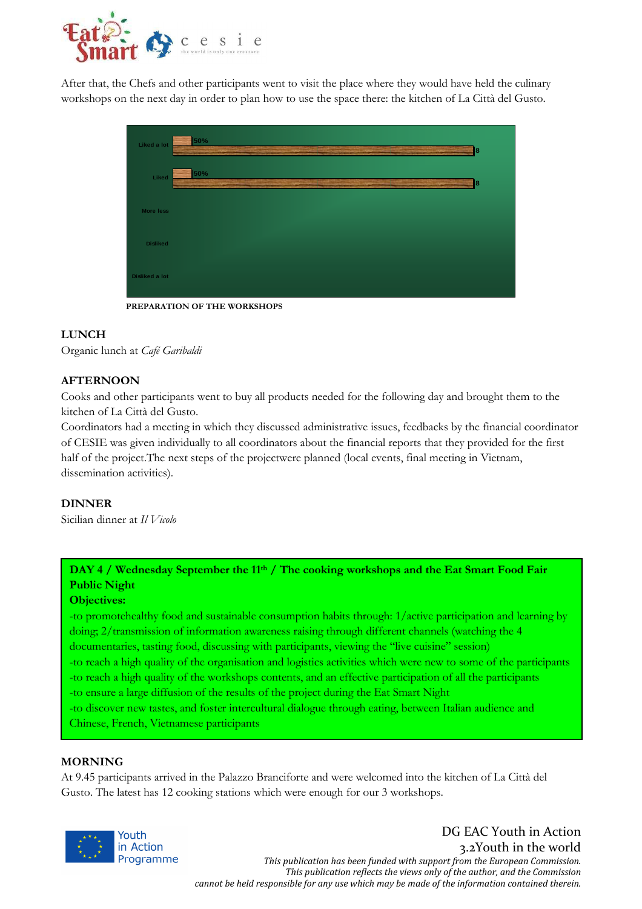After that, the Chefs and other participants went to visit the place where they would have held the culinary workshops on the next day in order to plan how to use the space there: the kitchen of La Città del Gusto.

Liked a lot
50%
8
Liked
50%
8
More less
Disliked
Disliked a lot

**PREPARATION OF THE WORKSHOPS**

## LUNCH

Organic lunch at *Café Garibaldi*

## AFTERNOON

Cooks and other participants went to buy all products needed for the following day and brought them to the kitchen of La Città del Gusto.

Coordinators had a meeting in which they discussed administrative issues, feedbacks by the financial coordinator of CESIE was given individually to all coordinators about the financial reports that they provided for the first half of the project.The next steps of the projectwere planned (local events, final meeting in Vietnam, dissemination activities).

## DINNER

Sicilian dinner at *Il Vicolo*

**DAY 4 / Wednesday September the 11th / The cooking workshops and the Eat Smart Food Fair Public Night**

**Objectives:**

-to promotehealthy food and sustainable consumption habits through: 1/active participation and learning by doing; 2/transmission of information awareness raising through different channels (watching the 4 documentaries, tasting food, discussing with participants, viewing the “live cuisine” session)

-to reach a high quality of the organisation and logistics activities which were new to some of the participants

-to reach a high quality of the workshops contents, and an effective participation of all the participants

-to ensure a large diffusion of the results of the project during the Eat Smart Night

-to discover new tastes, and foster intercultural dialogue through eating, between Italian audience and Chinese, French, Vietnamese participants

## MORNING

At 9.45 participants arrived in the Palazzo Branciforte and were welcomed into the kitchen of La Città del Gusto. The latest has 12 cooking stations which were enough for our 3 workshops.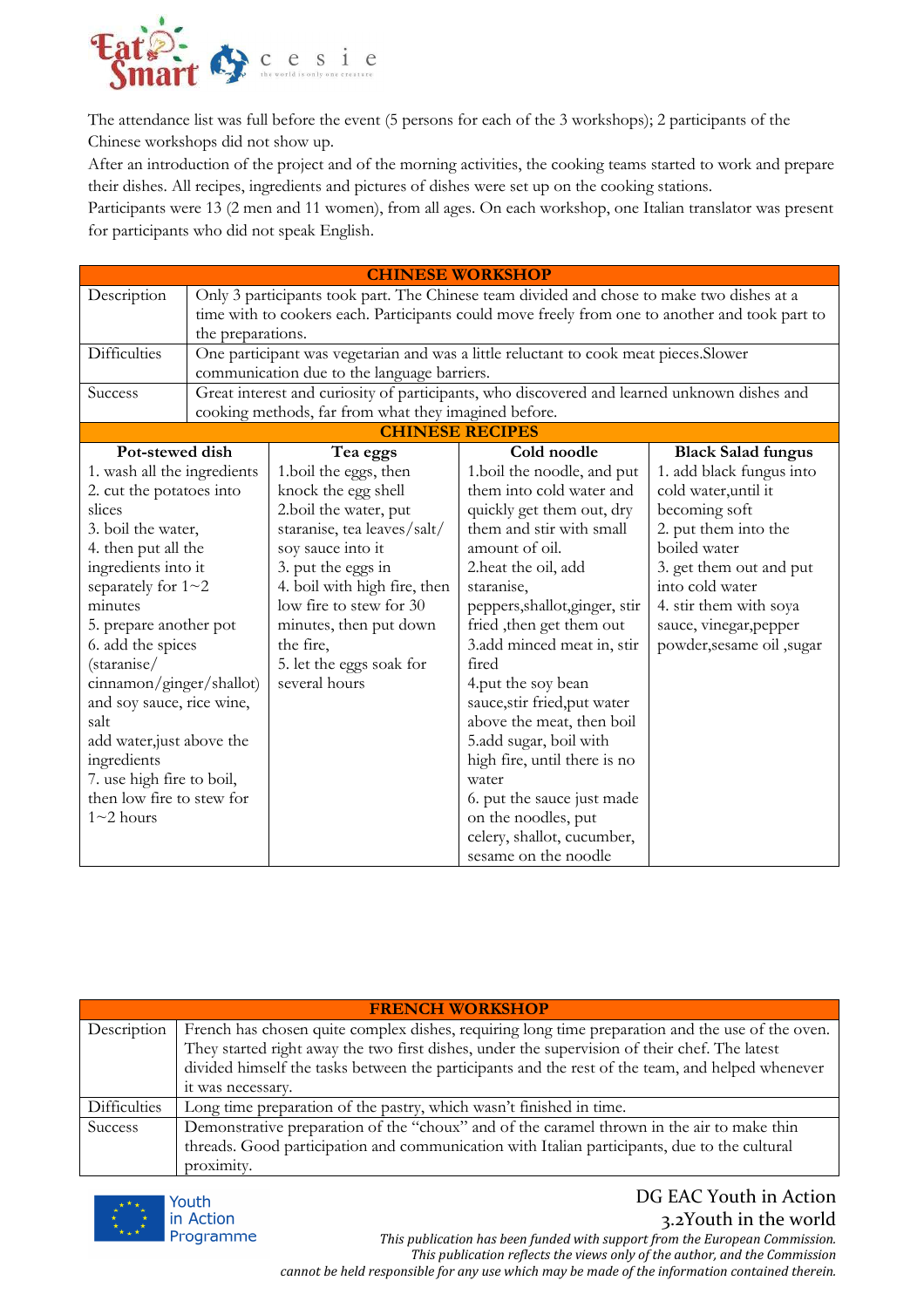The attendance list was full before the event (5 persons for each of the 3 workshops); 2 participants of the Chinese workshops did not show up.

After an introduction of the project and of the morning activities, the cooking teams started to work and prepare their dishes. All recipes, ingredients and pictures of dishes were set up on the cooking stations.

Participants were 13 (2 men and 11 women), from all ages. On each workshop, one Italian translator was present for participants who did not speak English.

| CHINESE WORKSHOP | |
|---|---|
| Description | Only 3 participants took part. The Chinese team divided and chose to make two dishes at a time with to cookers each. Participants could move freely from one to another and took part to the preparations. |
| Difficulties | One participant was vegetarian and was a little reluctant to cook meat pieces.Slower communication due to the language barriers. |
| Success | Great interest and curiosity of participants, who discovered and learned unknown dishes and cooking methods, far from what they imagined before. |

| CHINESE RECIPES | | | |
|---|---|---|---|
| **Pot-stewed dish** | **Tea eggs** | **Cold noodle** | **Black Salad fungus** |
| 1. wash all the ingredients<br>2. cut the potatoes into slices<br>3. boil the water,<br>4. then put all the ingredients into it separately for 1~2 minutes<br>5. prepare another pot<br>6. add the spices (staranise/ cinnamon/ginger/shallot) and soy sauce, rice wine, salt<br>add water,just above the ingredients<br>7. use high fire to boil, then low fire to stew for 1~2 hours | 1.boil the eggs, then knock the egg shell<br>2.boil the water, put staranise, tea leaves/salt/ soy sauce into it<br>3. put the eggs in<br>4. boil with high fire, then low fire to stew for 30 minutes, then put down the fire,<br>5. let the eggs soak for several hours | 1.boil the noodle, and put them into cold water and quickly get them out, dry them and stir with small amount of oil.<br>2.heat the oil, add staranise, peppers,shallot,ginger, stir fried ,then get them out<br>3.add minced meat in, stir fired<br>4.put the soy bean sauce,stir fried,put water above the meat, then boil<br>5.add sugar, boil with high fire, until there is no water<br>6. put the sauce just made on the noodles, put celery, shallot, cucumber, sesame on the noodle | 1. add black fungus into cold water,until it becoming soft<br>2. put them into the boiled water<br>3. get them out and put into cold water<br>4. stir them with soya sauce, vinegar,pepper powder,sesame oil ,sugar |

| FRENCH WORKSHOP | |
|---|---|
| Description | French has chosen quite complex dishes, requiring long time preparation and the use of the oven. They started right away the two first dishes, under the supervision of their chef. The latest divided himself the tasks between the participants and the rest of the team, and helped whenever it was necessary. |
| Difficulties | Long time preparation of the pastry, which wasn't finished in time. |
| Success | Demonstrative preparation of the "choux" and of the caramel thrown in the air to make thin threads. Good participation and communication with Italian participants, due to the cultural proximity. |

DG EAC Youth in Action
3.2Youth in the world

*This publication has been funded with support from the European Commission. This publication reflects the views only of the author, and the Commission cannot be held responsible for any use which may be made of the information contained therein.*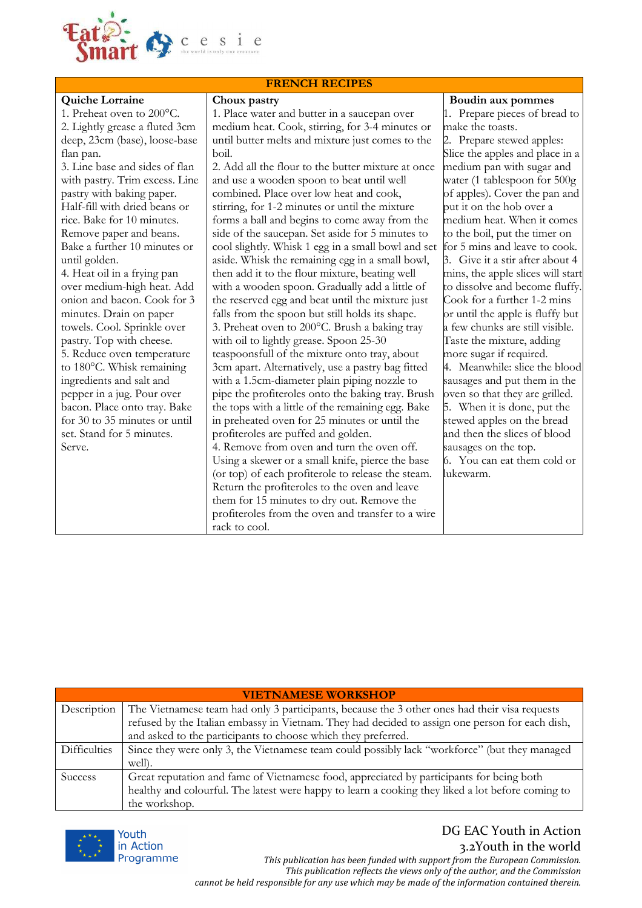| FRENCH RECIPES | | |
|---|---|---|
| **Quiche Lorraine** | **Choux pastry** | **Boudin aux pommes** |
| 1. Preheat oven to 200°C.<br>2. Lightly grease a fluted 3cm deep, 23cm (base), loose-base flan pan.<br>3. Line base and sides of flan with pastry. Trim excess. Line pastry with baking paper. Half-fill with dried beans or rice. Bake for 10 minutes. Remove paper and beans. Bake a further 10 minutes or until golden.<br>4. Heat oil in a frying pan over medium-high heat. Add onion and bacon. Cook for 3 minutes. Drain on paper towels. Cool. Sprinkle over pastry. Top with cheese.<br>5. Reduce oven temperature to 180°C. Whisk remaining ingredients and salt and pepper in a jug. Pour over bacon. Place onto tray. Bake for 30 to 35 minutes or until set. Stand for 5 minutes. Serve. | 1. Place water and butter in a saucepan over medium heat. Cook, stirring, for 3-4 minutes or until butter melts and mixture just comes to the boil.<br>2. Add all the flour to the butter mixture at once and use a wooden spoon to beat until well combined. Place over low heat and cook, stirring, for 1-2 minutes or until the mixture forms a ball and begins to come away from the side of the saucepan. Set aside for 5 minutes to cool slightly. Whisk 1 egg in a small bowl and set aside. Whisk the remaining egg in a small bowl, then add it to the flour mixture, beating well with a wooden spoon. Gradually add a little of the reserved egg and beat until the mixture just falls from the spoon but still holds its shape.<br>3. Preheat oven to 200°C. Brush a baking tray with oil to lightly grease. Spoon 25-30 teaspoonsfull of the mixture onto tray, about 3cm apart. Alternatively, use a pastry bag fitted with a 1.5cm-diameter plain piping nozzle to pipe the profiteroles onto the baking tray. Brush the tops with a little of the remaining egg. Bake in preheated oven for 25 minutes or until the profiteroles are puffed and golden.<br>4. Remove from oven and turn the oven off. Using a skewer or a small knife, pierce the base (or top) of each profiterole to release the steam. Return the profiteroles to the oven and leave them for 15 minutes to dry out. Remove the profiteroles from the oven and transfer to a wire rack to cool. | 1. Prepare pieces of bread to make the toasts.<br>2. Prepare stewed apples: Slice the apples and place in a medium pan with sugar and water (1 tablespoon for 500g of apples). Cover the pan and put it on the hob over a medium heat. When it comes to the boil, put the timer on for 5 mins and leave to cook.<br>3. Give it a stir after about 4 mins, the apple slices will start to dissolve and become fluffy. Cook for a further 1-2 mins or until the apple is fluffy but a few chunks are still visible. Taste the mixture, adding more sugar if required.<br>4. Meanwhile: slice the blood sausages and put them in the oven so that they are grilled.<br>5. When it is done, put the stewed apples on the bread and then the slices of blood sausages on the top.<br>6. You can eat them cold or lukewarm. |

| VIETNAMESE WORKSHOP | |
|---|---|
| Description | The Vietnamese team had only 3 participants, because the 3 other ones had their visa requests refused by the Italian embassy in Vietnam. They had decided to assign one person for each dish, and asked to the participants to choose which they preferred. |
| Difficulties | Since they were only 3, the Vietnamese team could possibly lack "workforce" (but they managed well). |
| Success | Great reputation and fame of Vietnamese food, appreciated by participants for being both healthy and colourful. The latest were happy to learn a cooking they liked a lot before coming to the workshop. |

DG EAC Youth in Action
3.2Youth in the world

*This publication has been funded with support from the European Commission. This publication reflects the views only of the author, and the Commission cannot be held responsible for any use which may be made of the information contained therein.*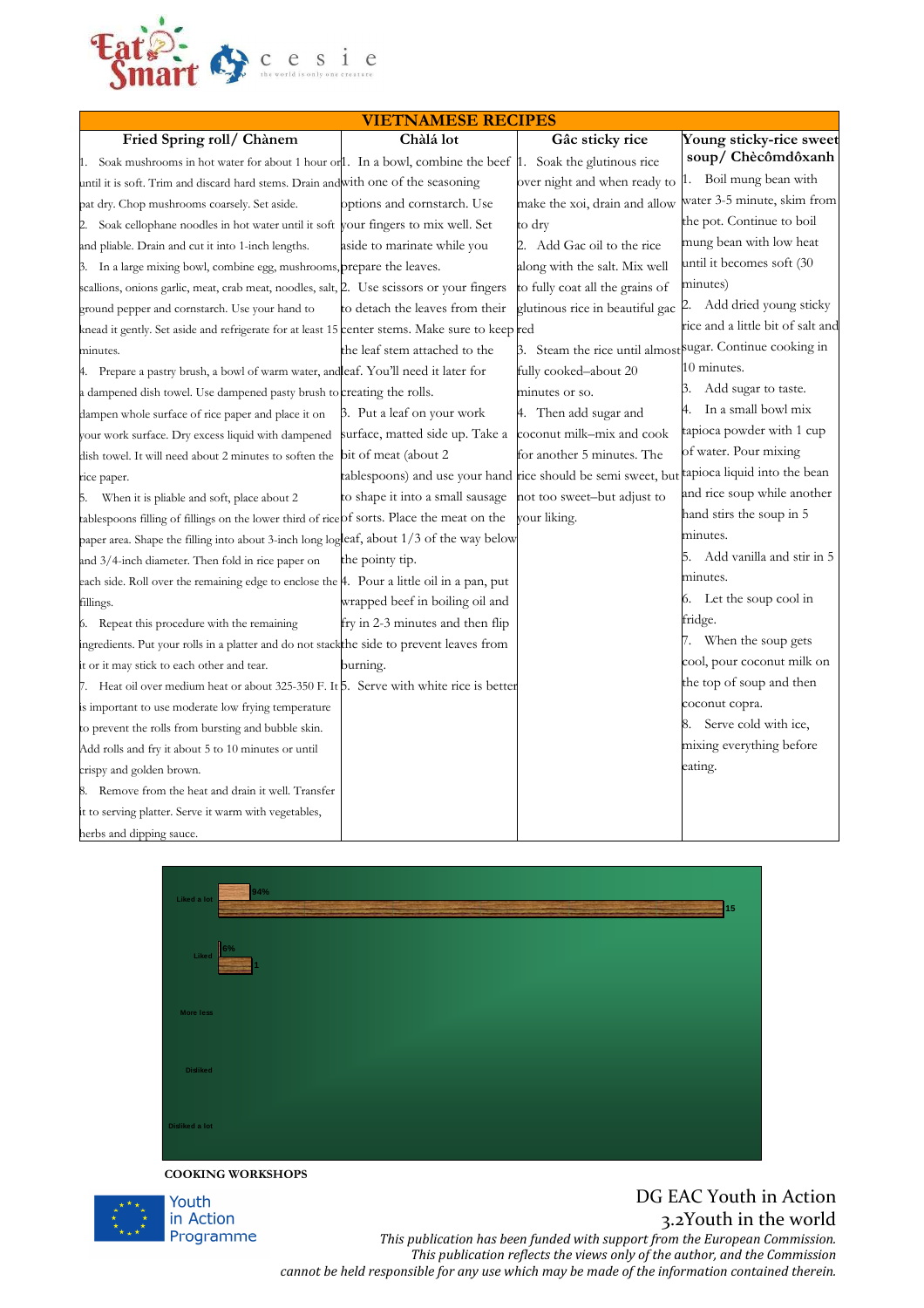## VIETNAMESE RECIPES

| Fried Spring roll/ Chànem | Chàlá lot | Gâc sticky rice | Young sticky-rice sweet soup/ Chècômdôxanh |
|---|---|---|---|
| 1. Soak mushrooms in hot water for about 1 hour or until it is soft. Trim and discard hard stems. Drain and pat dry. Chop mushrooms coarsely. Set aside.<br>2. Soak cellophane noodles in hot water until it soft and pliable. Drain and cut it into 1-inch lengths.<br>3. In a large mixing bowl, combine egg, mushrooms, scallions, onions garlic, meat, crab meat, noodles, salt, ground pepper and cornstarch. Use your hand to knead it gently. Set aside and refrigerate for at least 15 minutes.<br>4. Prepare a pastry brush, a bowl of warm water, and a dampened dish towel. Use dampened pasty brush to dampen whole surface of rice paper and place it on your work surface. Dry excess liquid with dampened dish towel. It will need about 2 minutes to soften the rice paper.<br>5. When it is pliable and soft, place about 2 tablespoons filling of fillings on the lower third of rice paper area. Shape the filling into about 3-inch long log and 3/4-inch diameter. Then fold in rice paper on each side. Roll over the remaining edge to enclose the fillings.<br>6. Repeat this procedure with the remaining ingredients. Put your rolls in a platter and do not stack it or it may stick to each other and tear.<br>7. Heat oil over medium heat or about 325-350 F. It is important to use moderate low frying temperature to prevent the rolls from bursting and bubble skin. Add rolls and fry it about 5 to 10 minutes or until crispy and golden brown.<br>8. Remove from the heat and drain it well. Transfer it to serving platter. Serve it warm with vegetables, herbs and dipping sauce. | 1. In a bowl, combine the beef with one of the seasoning options and cornstarch. Use your fingers to mix well. Set aside to marinate while you prepare the leaves.<br>2. Use scissors or your fingers to detach the leaves from their center stems. Make sure to keep the leaf stem attached to the leaf. You'll need it later for creating the rolls.<br>3. Put a leaf on your work surface, matted side up. Take a bit of meat (about 2 tablespoons) and use your hand to shape it into a small sausage of sorts. Place the meat on the leaf, about 1/3 of the way below the pointy tip.<br>4. Pour a little oil in a pan, put wrapped beef in boiling oil and fry in 2-3 minutes and then flip the side to prevent leaves from burning.<br>5. Serve with white rice is better | 1. Soak the glutinous rice over night and when ready to make the xoi, drain and allow to dry<br>2. Add Gac oil to the rice along with the salt. Mix well to fully coat all the grains of glutinous rice in beautiful gac red<br>3. Steam the rice until almost fully cooked–about 20 minutes or so.<br>4. Then add sugar and coconut milk–mix and cook for another 5 minutes. The rice should be semi sweet, but not too sweet–but adjust to your liking. | 1. Boil mung bean with water 3-5 minute, skim from the pot. Continue to boil mung bean with low heat until it becomes soft (30 minutes)<br>2. Add dried young sticky rice and a little bit of salt and sugar. Continue cooking in 10 minutes.<br>3. Add sugar to taste.<br>4. In a small bowl mix tapioca powder with 1 cup of water. Pour mixing tapioca liquid into the bean and rice soup while another hand stirs the soup in 5 minutes.<br>5. Add vanilla and stir in 5 minutes.<br>6. Let the soup cool in fridge.<br>7. When the soup gets cool, pour coconut milk on the top of soup and then coconut copra.<br>8. Serve cold with ice, mixing everything before eating. |

Liked a lot
94%
15
Liked
6%
1
More less
Disliked
Disliked a lot

COOKING WORKSHOPS

Youth in Action Programme

DG EAC Youth in Action
3.2Youth in the world

*This publication has been funded with support from the European Commission. This publication reflects the views only of the author, and the Commission cannot be held responsible for any use which may be made of the information contained therein.*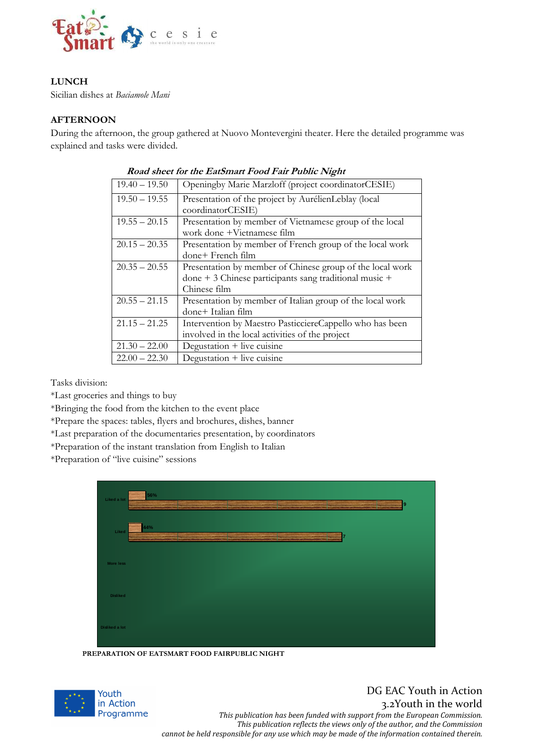**LUNCH**

Sicilian dishes at *Baciamole Mani*

**AFTERNOON**

During the afternoon, the group gathered at Nuovo Montevergini theater. Here the detailed programme was explained and tasks were divided.

***Road sheet for the EatSmart Food Fair Public Night***

| | |
|---|---|
| 19.40 – 19.50 | Openingby Marie Marzloff (project coordinatorCESIE) |
| 19.50 – 19.55 | Presentation of the project by AurélienLeblay (local coordinatorCESIE) |
| 19.55 – 20.15 | Presentation by member of Vietnamese group of the local work done +Vietnamese film |
| 20.15 – 20.35 | Presentation by member of French group of the local work done+ French film |
| 20.35 – 20.55 | Presentation by member of Chinese group of the local work done + 3 Chinese participants sang traditional music + Chinese film |
| 20.55 – 21.15 | Presentation by member of Italian group of the local work done+ Italian film |
| 21.15 – 21.25 | Intervention by Maestro PasticciereCappello who has been involved in the local activities of the project |
| 21.30 – 22.00 | Degustation + live cuisine |
| 22.00 – 22.30 | Degustation + live cuisine |

Tasks division:

*Last groceries and things to buy

*Bringing the food from the kitchen to the event place

*Prepare the spaces: tables, flyers and brochures, dishes, banner

*Last preparation of the documentaries presentation, by coordinators

*Preparation of the instant translation from English to Italian

*Preparation of "live cuisine" sessions

Liked a lot
56%
9
Liked
44%
7
More less
Disliked
Disliked a lot

**PREPARATION OF EATSMART FOOD FAIRPUBLIC NIGHT**

DG EAC Youth in Action
3.2Youth in the world

*This publication has been funded with support from the European Commission. This publication reflects the views only of the author, and the Commission cannot be held responsible for any use which may be made of the information contained therein.*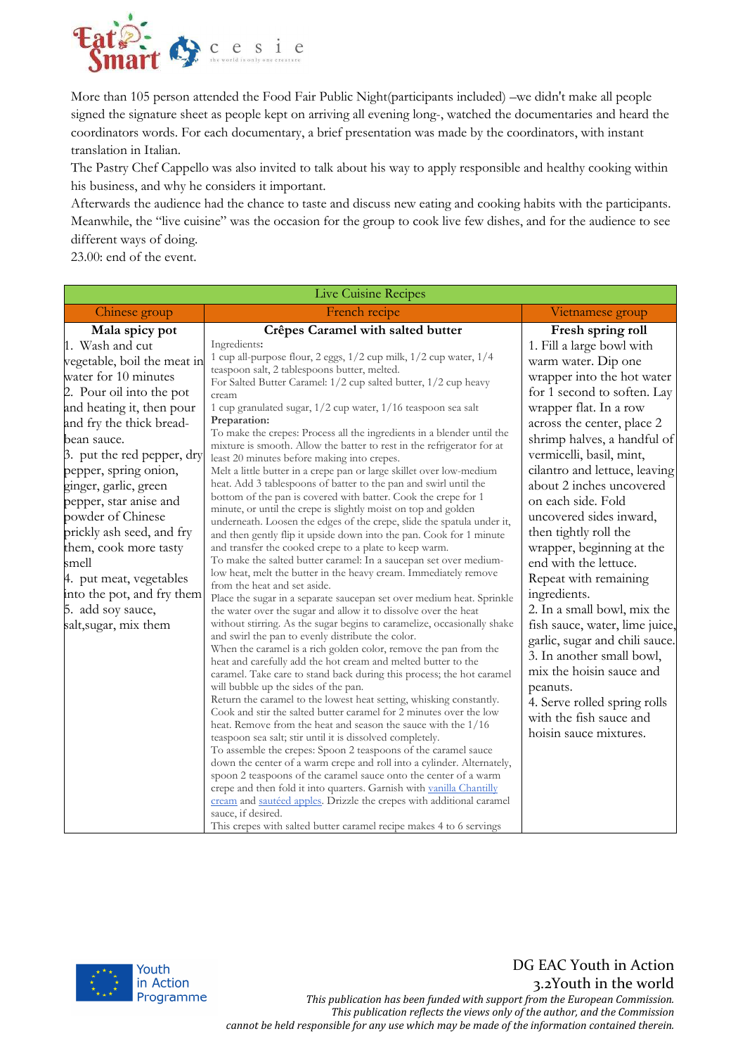More than 105 person attended the Food Fair Public Night(participants included) –we didn't make all people signed the signature sheet as people kept on arriving all evening long-, watched the documentaries and heard the coordinators words. For each documentary, a brief presentation was made by the coordinators, with instant translation in Italian.

The Pastry Chef Cappello was also invited to talk about his way to apply responsible and healthy cooking within his business, and why he considers it important.

Afterwards the audience had the chance to taste and discuss new eating and cooking habits with the participants. Meanwhile, the "live cuisine" was the occasion for the group to cook live few dishes, and for the audience to see different ways of doing.

23.00: end of the event.

| Live Cuisine Recipes | | |
|---|---|---|
| Chinese group | French recipe | Vietnamese group |
| **Mala spicy pot**<br>1. Wash and cut vegetable, boil the meat in water for 10 minutes<br>2. Pour oil into the pot and heating it, then pour and fry the thick bread-bean sauce.<br>3. put the red pepper, dry pepper, spring onion, ginger, garlic, green pepper, star anise and powder of Chinese prickly ash seed, and fry them, cook more tasty smell<br>4. put meat, vegetables into the pot, and fry them<br>5. add soy sauce, salt,sugar, mix them | **Crêpes Caramel with salted butter**<br>Ingredients:<br>1 cup all-purpose flour, 2 eggs, 1/2 cup milk, 1/2 cup water, 1/4 teaspoon salt, 2 tablespoons butter, melted.<br>For Salted Butter Caramel: 1/2 cup salted butter, 1/2 cup heavy cream<br>1 cup granulated sugar, 1/2 cup water, 1/16 teaspoon sea salt<br>**Preparation:**<br>To make the crepes: Process all the ingredients in a blender until the mixture is smooth. Allow the batter to rest in the refrigerator for at least 20 minutes before making into crepes.<br>Melt a little butter in a crepe pan or large skillet over low-medium heat. Add 3 tablespoons of batter to the pan and swirl until the bottom of the pan is covered with batter. Cook the crepe for 1 minute, or until the crepe is slightly moist on top and golden underneath. Loosen the edges of the crepe, slide the spatula under it, and then gently flip it upside down into the pan. Cook for 1 minute and transfer the cooked crepe to a plate to keep warm.<br>To make the salted butter caramel: In a saucepan set over medium-low heat, melt the butter in the heavy cream. Immediately remove from the heat and set aside.<br>Place the sugar in a separate saucepan set over medium heat. Sprinkle the water over the sugar and allow it to dissolve over the heat without stirring. As the sugar begins to caramelize, occasionally shake and swirl the pan to evenly distribute the color.<br>When the caramel is a rich golden color, remove the pan from the heat and carefully add the hot cream and melted butter to the caramel. Take care to stand back during this process; the hot caramel will bubble up the sides of the pan.<br>Return the caramel to the lowest heat setting, whisking constantly. Cook and stir the salted butter caramel for 2 minutes over the low heat. Remove from the heat and season the sauce with the 1/16 teaspoon sea salt; stir until it is dissolved completely.<br>To assemble the crepes: Spoon 2 teaspoons of the caramel sauce down the center of a warm crepe and roll into a cylinder. Alternately, spoon 2 teaspoons of the caramel sauce onto the center of a warm crepe and then fold it into quarters. Garnish with vanilla Chantilly cream and sautéed apples. Drizzle the crepes with additional caramel sauce, if desired.<br>This crepes with salted butter caramel recipe makes 4 to 6 servings | **Fresh spring roll**<br>1. Fill a large bowl with warm water. Dip one wrapper into the hot water for 1 second to soften. Lay wrapper flat. In a row across the center, place 2 shrimp halves, a handful of vermicelli, basil, mint, cilantro and lettuce, leaving about 2 inches uncovered on each side. Fold uncovered sides inward, then tightly roll the wrapper, beginning at the end with the lettuce. Repeat with remaining ingredients.<br>2. In a small bowl, mix the fish sauce, water, lime juice, garlic, sugar and chili sauce.<br>3. In another small bowl, mix the hoisin sauce and peanuts.<br>4. Serve rolled spring rolls with the fish sauce and hoisin sauce mixtures. |

DG EAC Youth in Action
3.2Youth in the world

*This publication has been funded with support from the European Commission. This publication reflects the views only of the author, and the Commission cannot be held responsible for any use which may be made of the information contained therein.*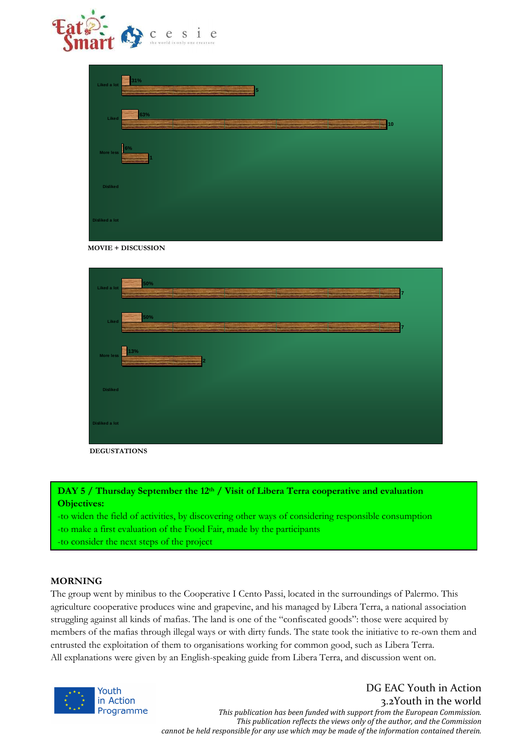Liked a lot
31%
5
Liked
63%
10
More less
6%
1
Disliked
Disliked a lot

**MOVIE + DISCUSSION**

Liked a lot
50%
7
Liked
50%
7
More less
13%
2
Disliked
Disliked a lot

**DEGUSTATIONS**

**DAY 5 / Thursday September the 12th / Visit of Libera Terra cooperative and evaluation**
**Objectives:**
-to widen the field of activities, by discovering other ways of considering responsible consumption
-to make a first evaluation of the Food Fair, made by the participants
-to consider the next steps of the project

**MORNING**

The group went by minibus to the Cooperative I Cento Passi, located in the surroundings of Palermo. This agriculture cooperative produces wine and grapevine, and his managed by Libera Terra, a national association struggling against all kinds of mafias. The land is one of the "confiscated goods": those were acquired by members of the mafias through illegal ways or with dirty funds. The state took the initiative to re-own them and entrusted the exploitation of them to organisations working for common good, such as Libera Terra.
All explanations were given by an English-speaking guide from Libera Terra, and discussion went on.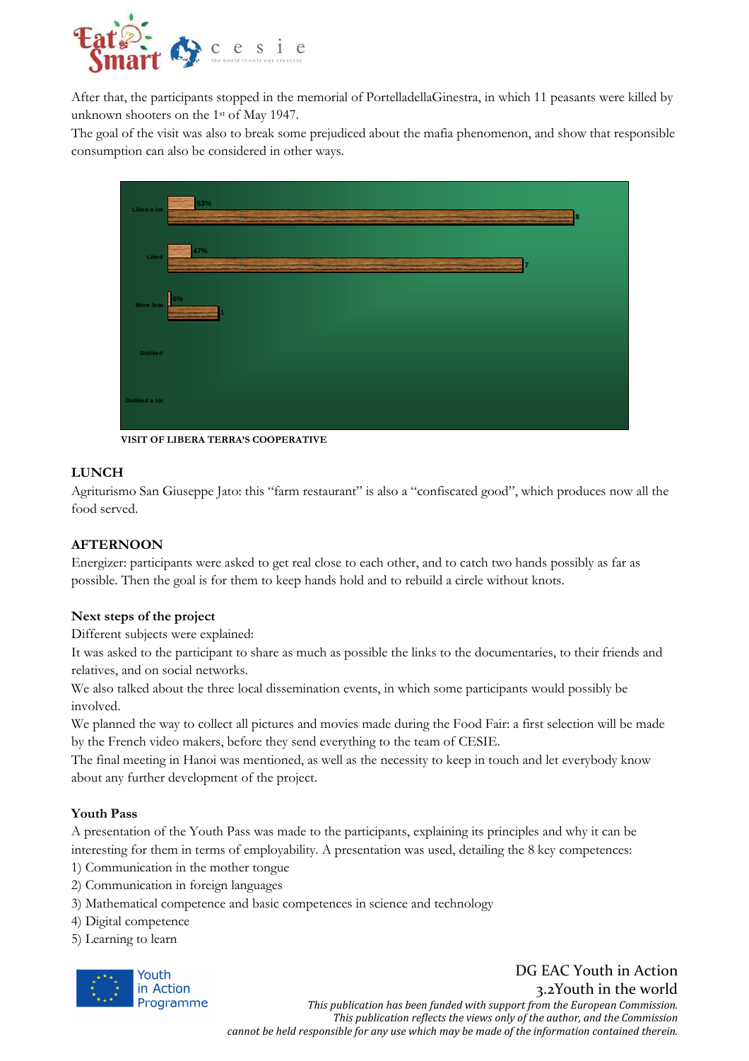After that, the participants stopped in the memorial of PortelladellaGinestra, in which 11 peasants were killed by unknown shooters on the 1st of May 1947.

The goal of the visit was also to break some prejudiced about the mafia phenomenon, and show that responsible consumption can also be considered in other ways.

Liked a lot
53%
8
Liked
47%
7
More less
6%
1
Disliked
Disliked a lot

VISIT OF LIBERA TERRA'S COOPERATIVE

### LUNCH

Agriturismo San Giuseppe Jato: this "farm restaurant" is also a "confiscated good", which produces now all the food served.

### AFTERNOON

Energizer: participants were asked to get real close to each other, and to catch two hands possibly as far as possible. Then the goal is for them to keep hands hold and to rebuild a circle without knots.

#### Next steps of the project

Different subjects were explained:

It was asked to the participant to share as much as possible the links to the documentaries, to their friends and relatives, and on social networks.

We also talked about the three local dissemination events, in which some participants would possibly be involved.

We planned the way to collect all pictures and movies made during the Food Fair: a first selection will be made by the French video makers, before they send everything to the team of CESIE.

The final meeting in Hanoi was mentioned, as well as the necessity to keep in touch and let everybody know about any further development of the project.

#### Youth Pass

A presentation of the Youth Pass was made to the participants, explaining its principles and why it can be interesting for them in terms of employability. A presentation was used, detailing the 8 key competences:

1) Communication in the mother tongue
2) Communication in foreign languages
3) Mathematical competence and basic competences in science and technology
4) Digital competence
5) Learning to learn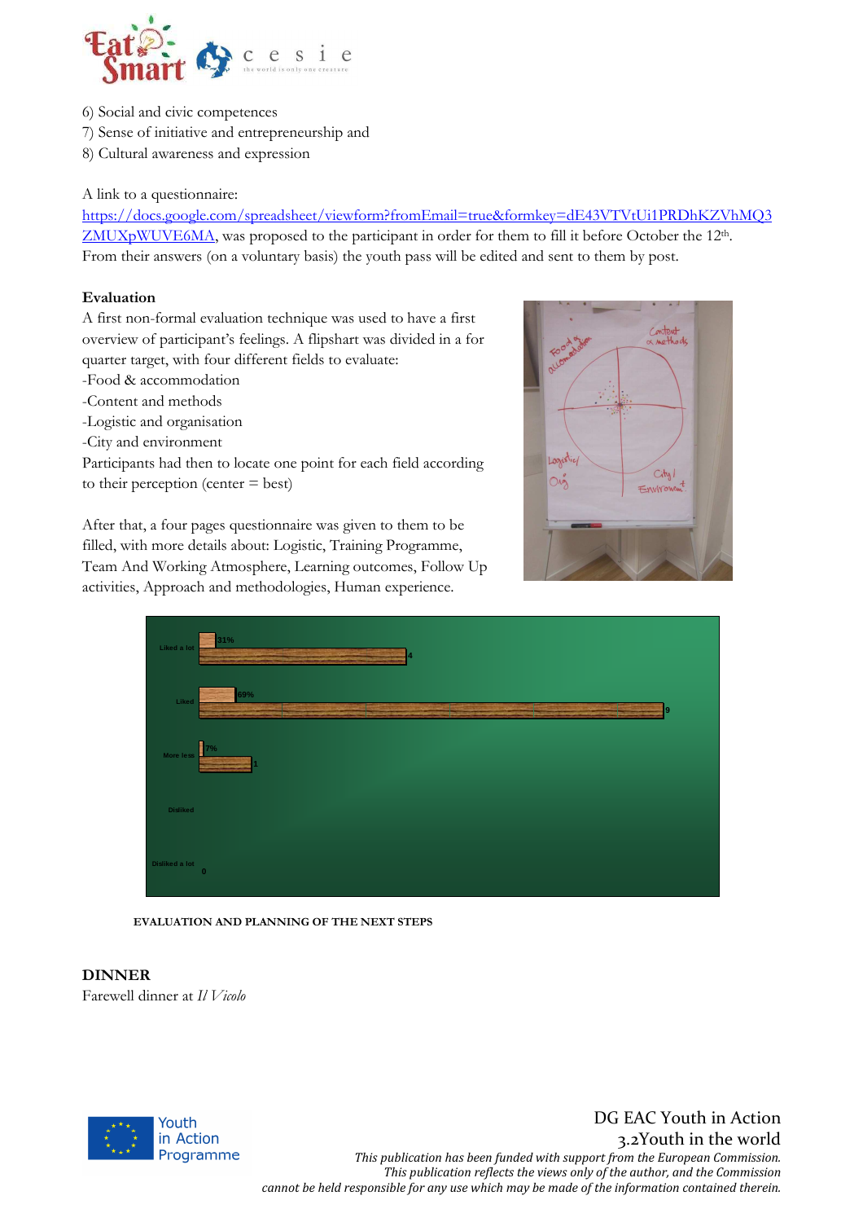6) Social and civic competences
7) Sense of initiative and entrepreneurship and
8) Cultural awareness and expression

A link to a questionnaire: https://docs.google.com/spreadsheet/viewform?fromEmail=true&formkey=dE43VTVtUi1PRDhKZVhMQ3ZMUXpWUVE6MA, was proposed to the participant in order for them to fill it before October the 12th. From their answers (on a voluntary basis) the youth pass will be edited and sent to them by post.

**Evaluation**

A first non-formal evaluation technique was used to have a first overview of participant's feelings. A flipshart was divided in a for quarter target, with four different fields to evaluate:

-Food & accommodation
-Content and methods
-Logistic and organisation
-City and environment

Participants had then to locate one point for each field according to their perception (center = best)

After that, a four pages questionnaire was given to them to be filled, with more details about: Logistic, Training Programme, Team And Working Atmosphere, Learning outcomes, Follow Up activities, Approach and methodologies, Human experience.

Liked a lot
31%
4

Liked
69%
9

More less
7%
1

Disliked

Disliked a lot
0

EVALUATION AND PLANNING OF THE NEXT STEPS

**DINNER**

Farewell dinner at *Il Vicolo*